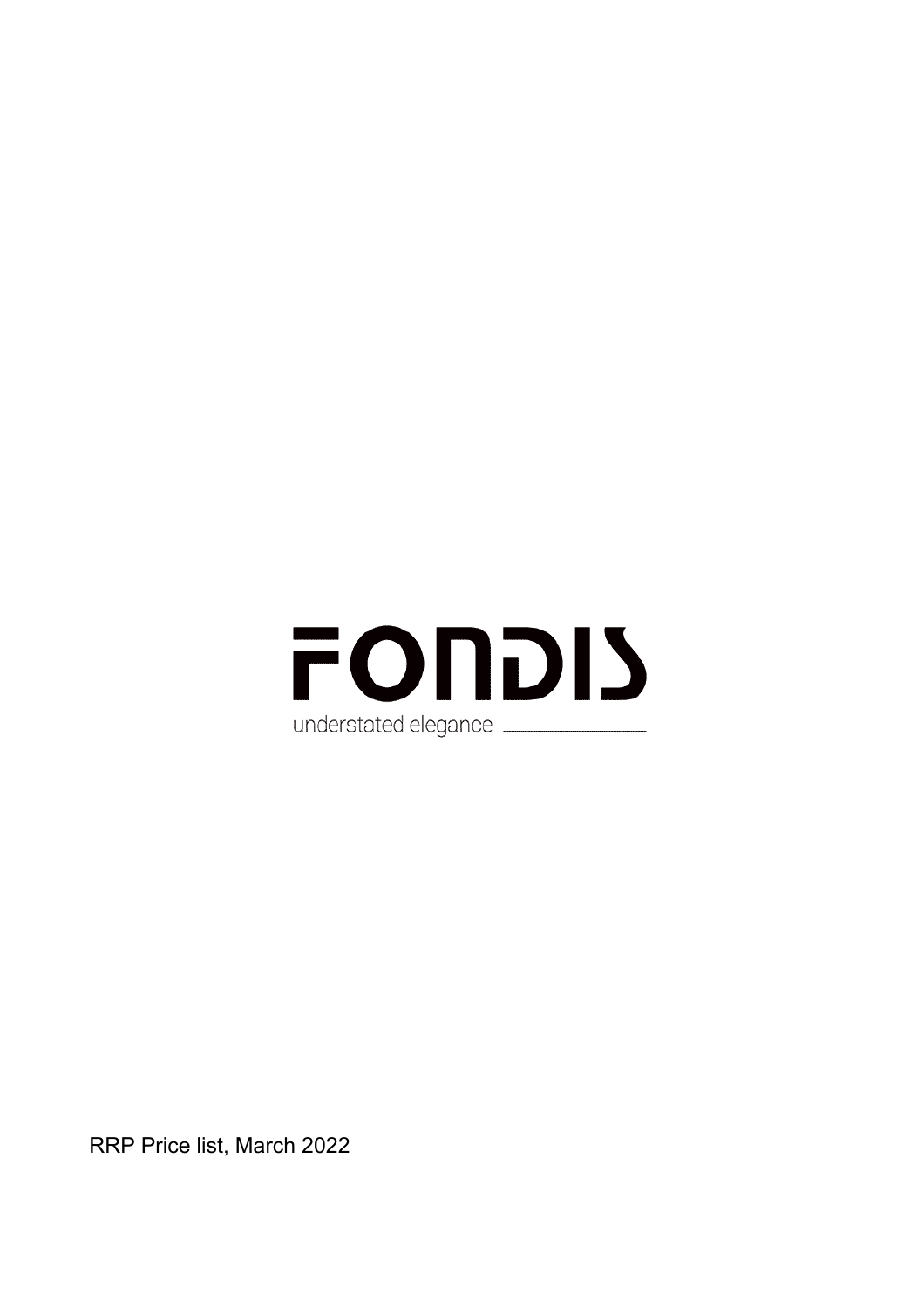# FONDIS

understated elegance

RRP Price list, March 2022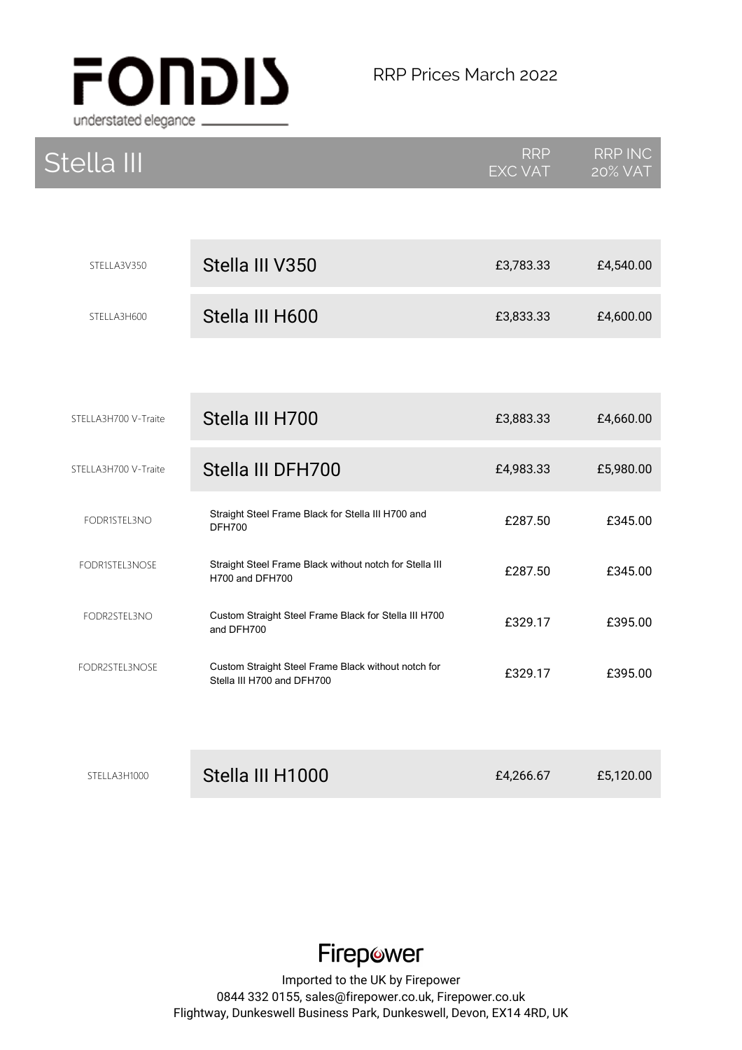FONDIS

understated elegance

RRP Prices March 2022

## Stella III

| Code | Product | RRP EXC VAT | RRP INC 20% VAT |
| --- | --- | --- | --- |
| STELLA3V350 | Stella III V350 | £3,783.33 | £4,540.00 |
| STELLA3H600 | Stella III H600 | £3,833.33 | £4,600.00 |
| STELLA3H700 V-Traite | Stella III H700 | £3,883.33 | £4,660.00 |
| STELLA3H700 V-Traite | Stella III DFH700 | £4,983.33 | £5,980.00 |
| FODR1STEL3NO | Straight Steel Frame Black for Stella III H700 and DFH700 | £287.50 | £345.00 |
| FODR1STEL3NOSE | Straight Steel Frame Black without notch for Stella III H700 and DFH700 | £287.50 | £345.00 |
| FODR2STEL3NO | Custom Straight Steel Frame Black for Stella III H700 and DFH700 | £329.17 | £395.00 |
| FODR2STEL3NOSE | Custom Straight Steel Frame Black without notch for Stella III H700 and DFH700 | £329.17 | £395.00 |
| STELLA3H1000 | Stella III H1000 | £4,266.67 | £5,120.00 |

Firepower

Imported to the UK by Firepower
0844 332 0155, sales@firepower.co.uk, Firepower.co.uk
Flightway, Dunkeswell Business Park, Dunkeswell, Devon, EX14 4RD, UK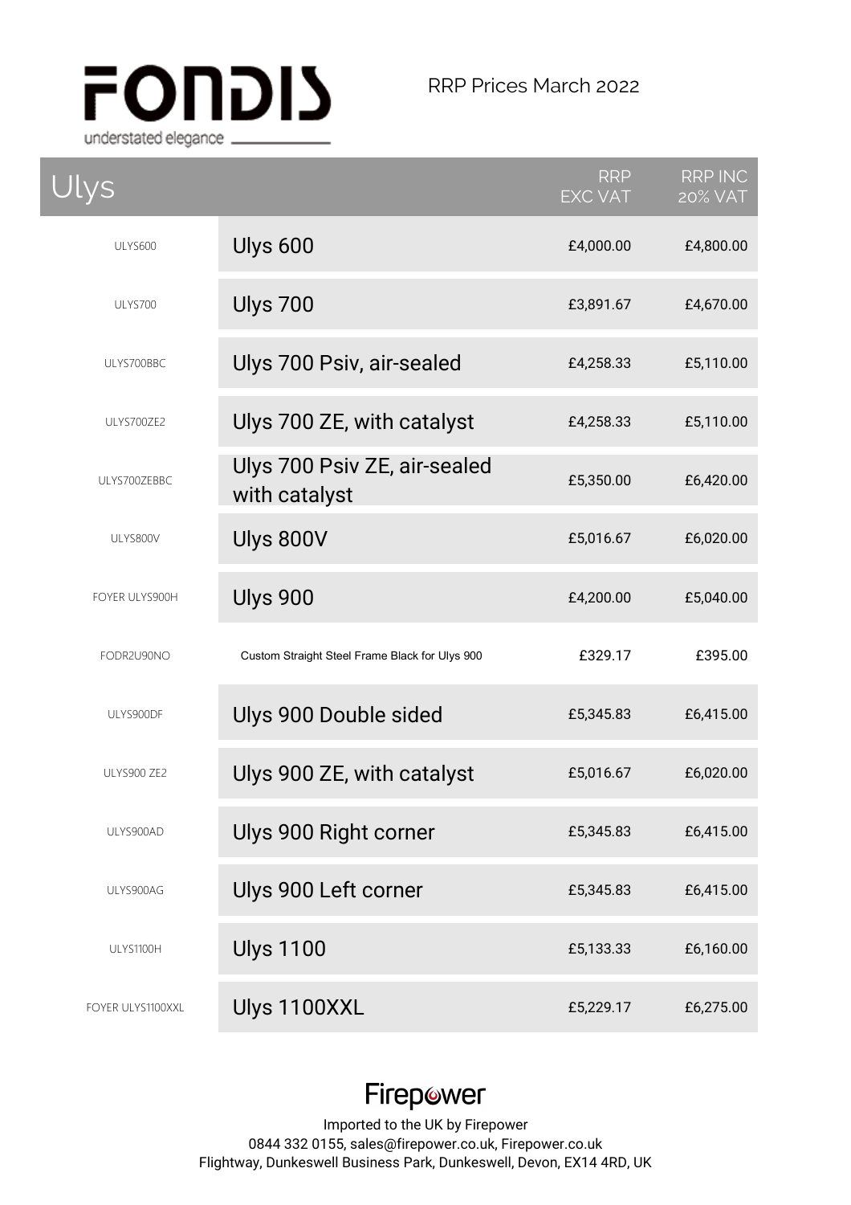FONDIS

understated elegance

RRP Prices March 2022

## Ulys

| Code | Ulys | RRP EXC VAT | RRP INC 20% VAT |
|---|---|---|---|
| ULYS600 | Ulys 600 | £4,000.00 | £4,800.00 |
| ULYS700 | Ulys 700 | £3,891.67 | £4,670.00 |
| ULYS700BBC | Ulys 700 Psiv, air-sealed | £4,258.33 | £5,110.00 |
| ULYS700ZE2 | Ulys 700 ZE, with catalyst | £4,258.33 | £5,110.00 |
| ULYS700ZEBBC | Ulys 700 Psiv ZE, air-sealed with catalyst | £5,350.00 | £6,420.00 |
| ULYS800V | Ulys 800V | £5,016.67 | £6,020.00 |
| FOYER ULYS900H | Ulys 900 | £4,200.00 | £5,040.00 |
| FODR2U90NO | Custom Straight Steel Frame Black for Ulys 900 | £329.17 | £395.00 |
| ULYS900DF | Ulys 900 Double sided | £5,345.83 | £6,415.00 |
| ULYS900 ZE2 | Ulys 900 ZE, with catalyst | £5,016.67 | £6,020.00 |
| ULYS900AD | Ulys 900 Right corner | £5,345.83 | £6,415.00 |
| ULYS900AG | Ulys 900 Left corner | £5,345.83 | £6,415.00 |
| ULYS1100H | Ulys 1100 | £5,133.33 | £6,160.00 |
| FOYER ULYS1100XXL | Ulys 1100XXL | £5,229.17 | £6,275.00 |

Firepower

Imported to the UK by Firepower
0844 332 0155, sales@firepower.co.uk, Firepower.co.uk
Flightway, Dunkeswell Business Park, Dunkeswell, Devon, EX14 4RD, UK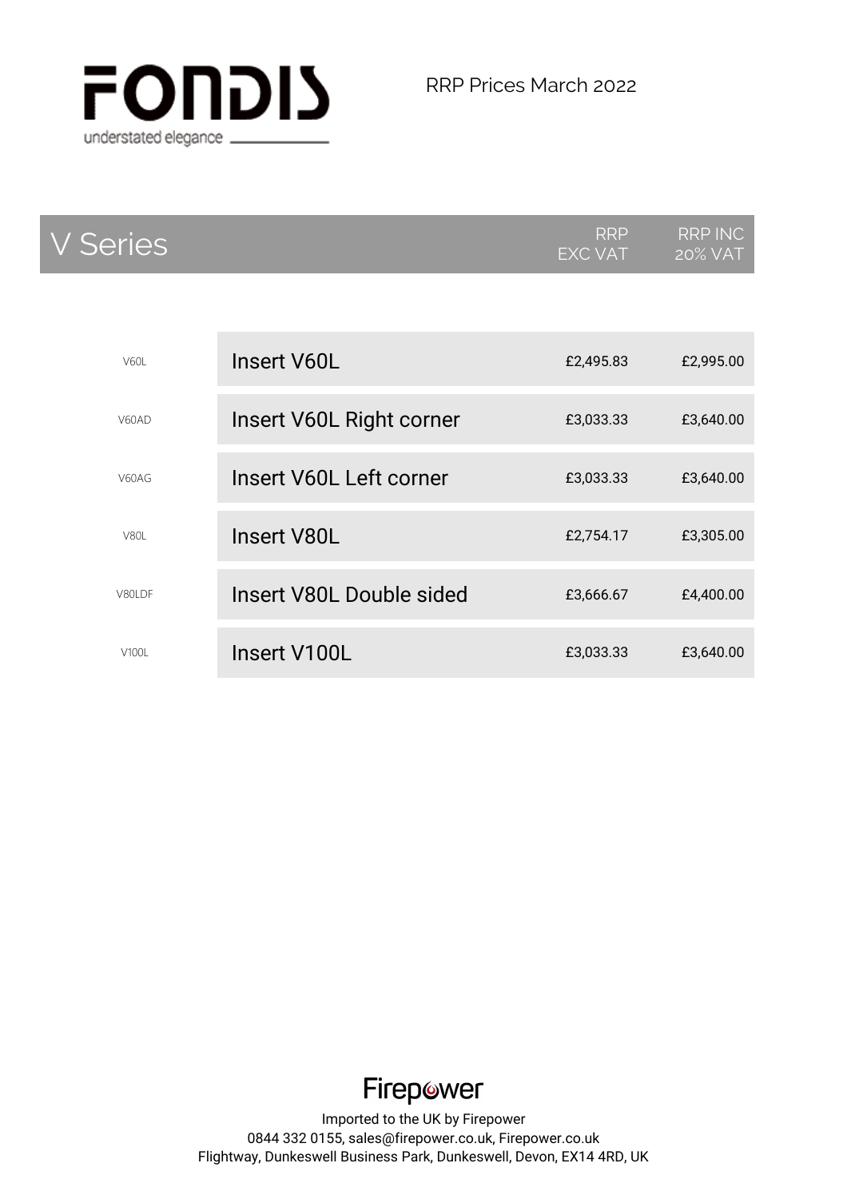# FONDIS

understated elegance

RRP Prices March 2022

## V Series

| Code | Product | RRP EXC VAT | RRP INC 20% VAT |
|---|---|---|---|
| V60L | Insert V60L | £2,495.83 | £2,995.00 |
| V60AD | Insert V60L Right corner | £3,033.33 | £3,640.00 |
| V60AG | Insert V60L Left corner | £3,033.33 | £3,640.00 |
| V80L | Insert V80L | £2,754.17 | £3,305.00 |
| V80LDF | Insert V80L Double sided | £3,666.67 | £4,400.00 |
| V100L | Insert V100L | £3,033.33 | £3,640.00 |

Firepower

Imported to the UK by Firepower
0844 332 0155, sales@firepower.co.uk, Firepower.co.uk
Flightway, Dunkeswell Business Park, Dunkeswell, Devon, EX14 4RD, UK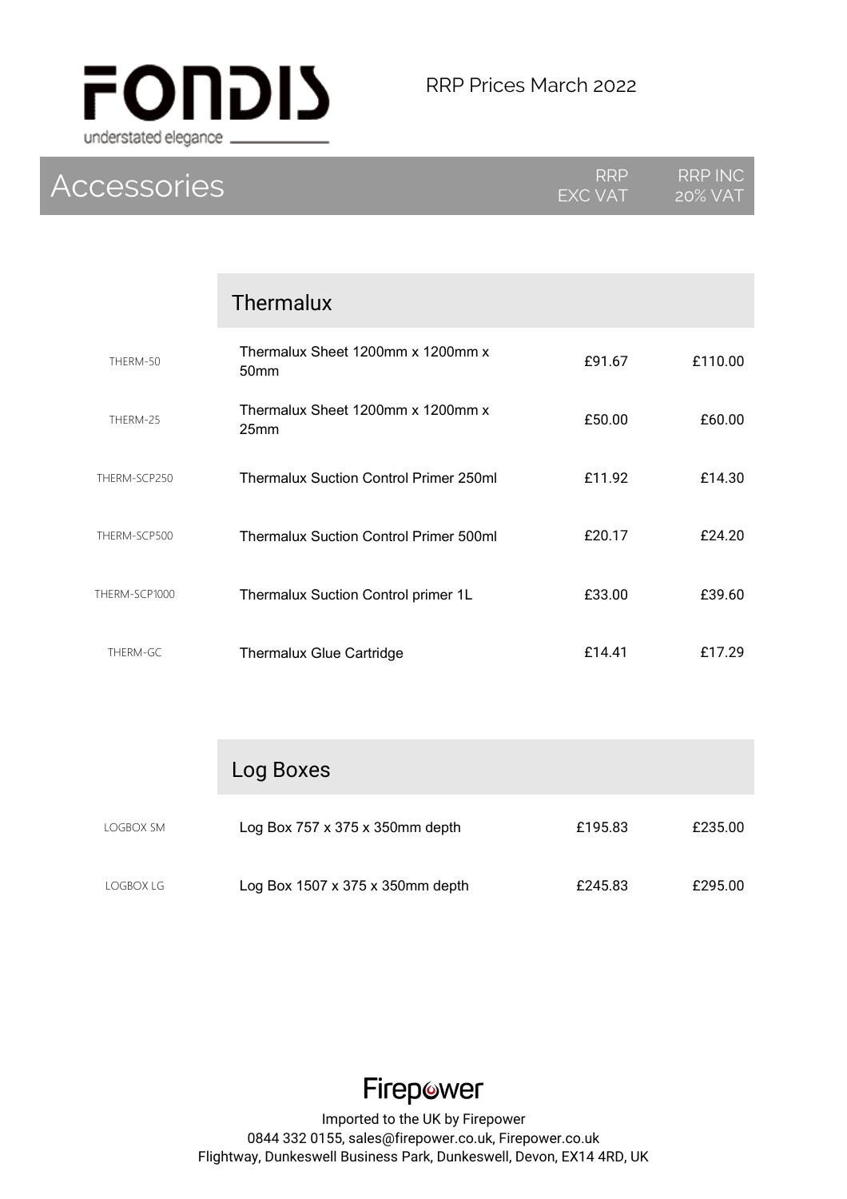FONDIS

understated elegance

RRP Prices March 2022

## Accessories

| | | RRP EXC VAT | RRP INC 20% VAT |
|---|---|---|---|
| | **Thermalux** | | |
| THERM-50 | Thermalux Sheet 1200mm x 1200mm x 50mm | £91.67 | £110.00 |
| THERM-25 | Thermalux Sheet 1200mm x 1200mm x 25mm | £50.00 | £60.00 |
| THERM-SCP250 | Thermalux Suction Control Primer 250ml | £11.92 | £14.30 |
| THERM-SCP500 | Thermalux Suction Control Primer 500ml | £20.17 | £24.20 |
| THERM-SCP1000 | Thermalux Suction Control primer 1L | £33.00 | £39.60 |
| THERM-GC | Thermalux Glue Cartridge | £14.41 | £17.29 |
| | **Log Boxes** | | |
| LOGBOX SM | Log Box 757 x 375 x 350mm depth | £195.83 | £235.00 |
| LOGBOX LG | Log Box 1507 x 375 x 350mm depth | £245.83 | £295.00 |

Firepower

Imported to the UK by Firepower
0844 332 0155, sales@firepower.co.uk, Firepower.co.uk
Flightway, Dunkeswell Business Park, Dunkeswell, Devon, EX14 4RD, UK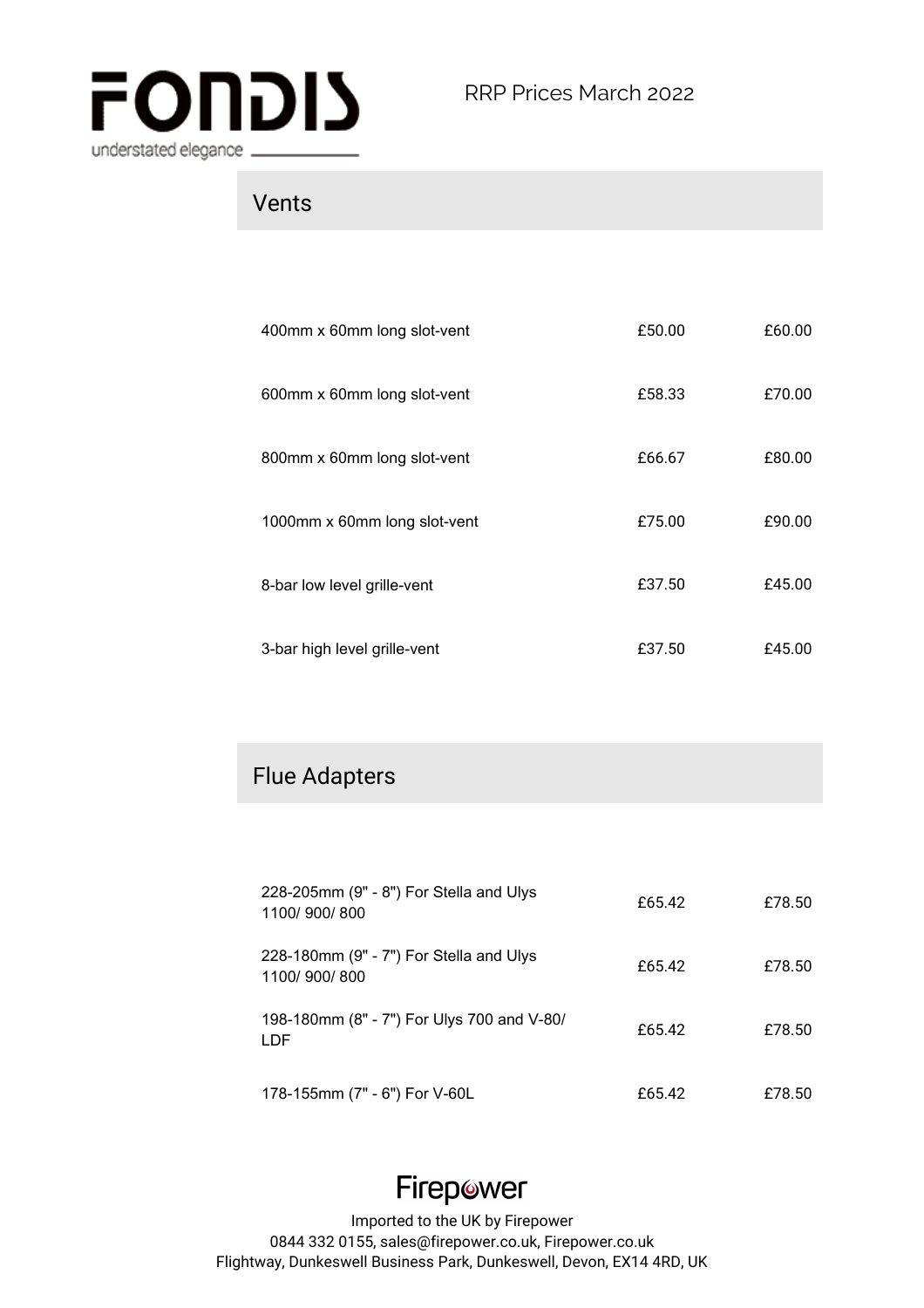# FONDIS

understated elegance

RRP Prices March 2022

## Vents

| | | |
|---|---|---|
| 400mm x 60mm long slot-vent | £50.00 | £60.00 |
| 600mm x 60mm long slot-vent | £58.33 | £70.00 |
| 800mm x 60mm long slot-vent | £66.67 | £80.00 |
| 1000mm x 60mm long slot-vent | £75.00 | £90.00 |
| 8-bar low level grille-vent | £37.50 | £45.00 |
| 3-bar high level grille-vent | £37.50 | £45.00 |

## Flue Adapters

| | | |
|---|---|---|
| 228-205mm (9" - 8") For Stella and Ulys 1100/ 900/ 800 | £65.42 | £78.50 |
| 228-180mm (9" - 7") For Stella and Ulys 1100/ 900/ 800 | £65.42 | £78.50 |
| 198-180mm (8" - 7") For Ulys 700 and V-80/ LDF | £65.42 | £78.50 |
| 178-155mm (7" - 6") For V-60L | £65.42 | £78.50 |

Firepower

Imported to the UK by Firepower
0844 332 0155, sales@firepower.co.uk, Firepower.co.uk
Flightway, Dunkeswell Business Park, Dunkeswell, Devon, EX14 4RD, UK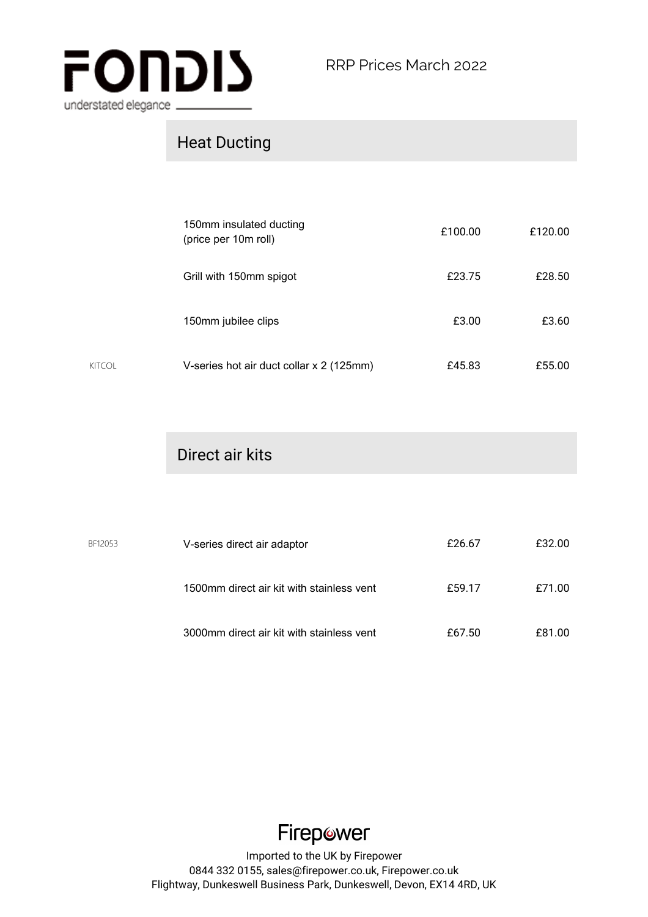FONDIS

understated elegance

RRP Prices March 2022

## Heat Ducting

| | | | |
|---|---|---|---|
| | 150mm insulated ducting (price per 10m roll) | £100.00 | £120.00 |
| | Grill with 150mm spigot | £23.75 | £28.50 |
| | 150mm jubilee clips | £3.00 | £3.60 |
| KITCOL | V-series hot air duct collar x 2 (125mm) | £45.83 | £55.00 |

## Direct air kits

| | | | |
|---|---|---|---|
| BF12053 | V-series direct air adaptor | £26.67 | £32.00 |
| | 1500mm direct air kit with stainless vent | £59.17 | £71.00 |
| | 3000mm direct air kit with stainless vent | £67.50 | £81.00 |

Firepower

Imported to the UK by Firepower

0844 332 0155, sales@firepower.co.uk, Firepower.co.uk

Flightway, Dunkeswell Business Park, Dunkeswell, Devon, EX14 4RD, UK